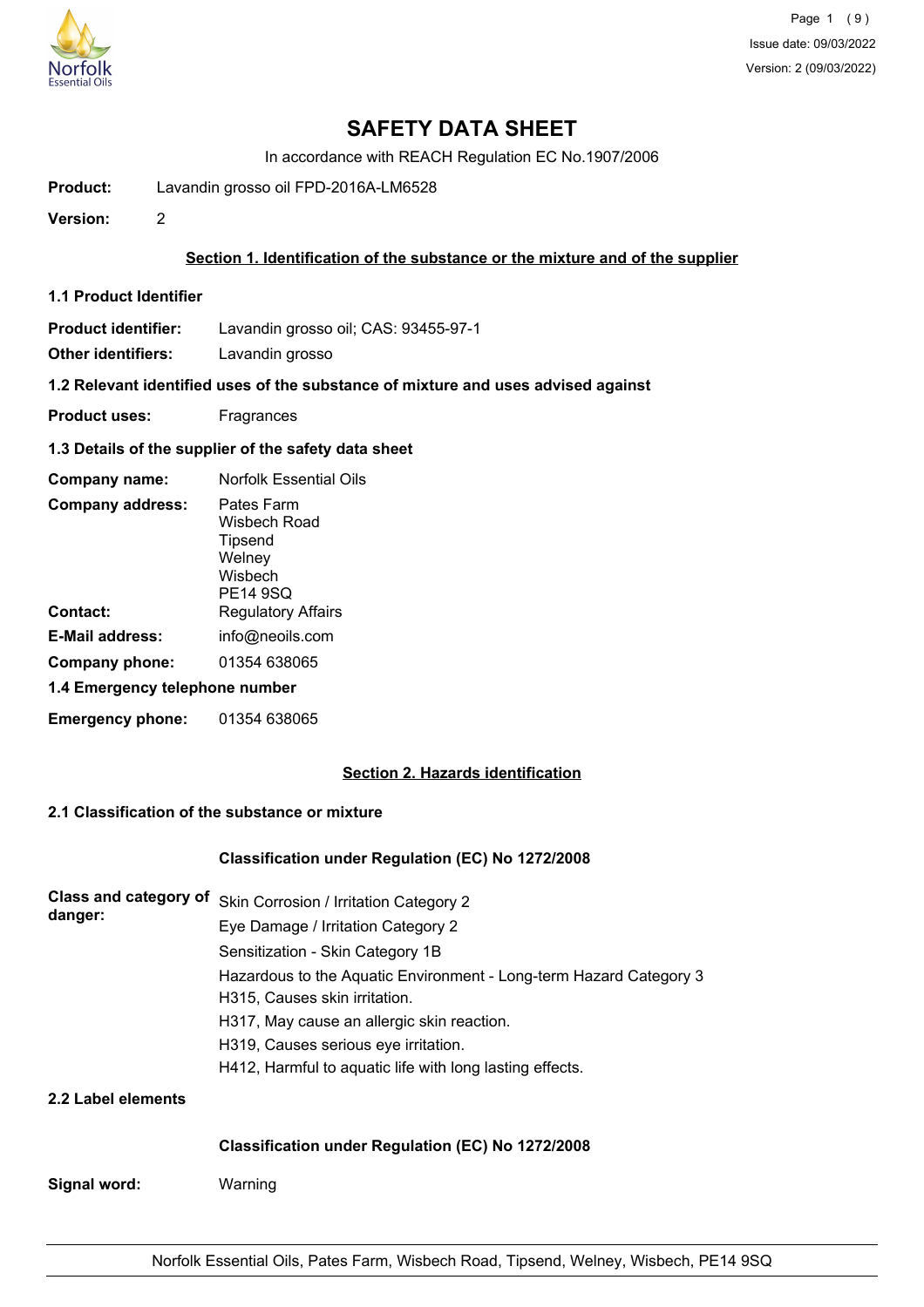# SAFETY DATA SHEET

In accordance with REACH Regulation EC No.1907/2006

**Product:** Lavandin grosso oil FPD-2016A-LM6528

**Version:** 2

## Section 1. Identification of the substance or the mixture and of the supplier

### 1.1 Product Identifier

**Product identifier:** Lavandin grosso oil; CAS: 93455-97-1

**Other identifiers:** Lavandin grosso

### 1.2 Relevant identified uses of the substance of mixture and uses advised against

**Product uses:** Fragrances

### 1.3 Details of the supplier of the safety data sheet

**Company name:** Norfolk Essential Oils

**Company address:** Pates Farm
Wisbech Road
Tipsend
Welney
Wisbech
PE14 9SQ

**Contact:** Regulatory Affairs

**E-Mail address:** info@neoils.com

**Company phone:** 01354 638065

### 1.4 Emergency telephone number

**Emergency phone:** 01354 638065

## Section 2. Hazards identification

### 2.1 Classification of the substance or mixture

**Classification under Regulation (EC) No 1272/2008**

**Class and category of danger:**
Skin Corrosion / Irritation Category 2
Eye Damage / Irritation Category 2
Sensitization - Skin Category 1B
Hazardous to the Aquatic Environment - Long-term Hazard Category 3
H315, Causes skin irritation.
H317, May cause an allergic skin reaction.
H319, Causes serious eye irritation.
H412, Harmful to aquatic life with long lasting effects.

### 2.2 Label elements

**Classification under Regulation (EC) No 1272/2008**

**Signal word:** Warning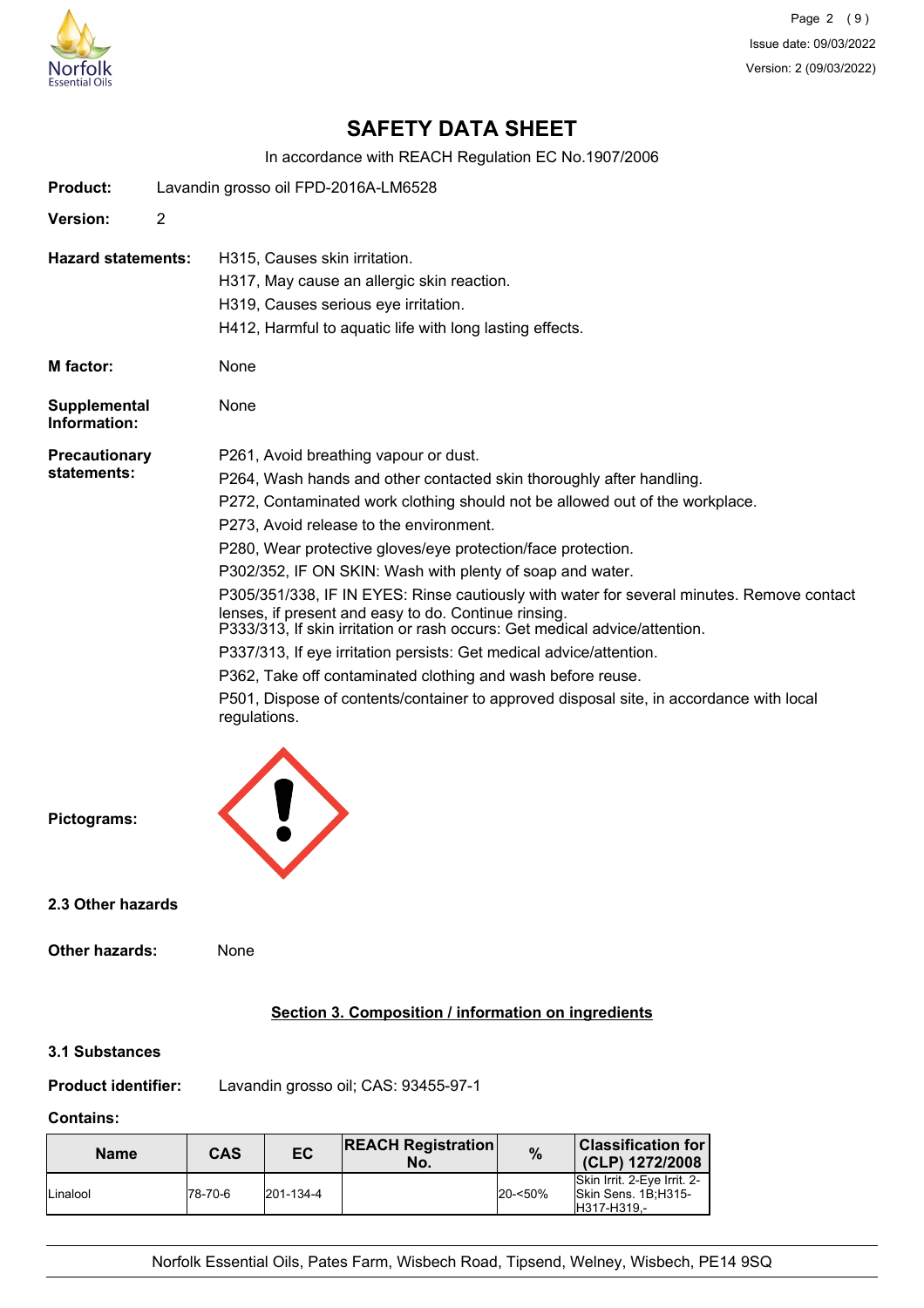# SAFETY DATA SHEET

In accordance with REACH Regulation EC No.1907/2006

**Product:** Lavandin grosso oil FPD-2016A-LM6528

**Version:** 2

**Hazard statements:**
H315, Causes skin irritation.
H317, May cause an allergic skin reaction.
H319, Causes serious eye irritation.
H412, Harmful to aquatic life with long lasting effects.

**M factor:** None

**Supplemental Information:** None

**Precautionary statements:**
P261, Avoid breathing vapour or dust.
P264, Wash hands and other contacted skin thoroughly after handling.
P272, Contaminated work clothing should not be allowed out of the workplace.
P273, Avoid release to the environment.
P280, Wear protective gloves/eye protection/face protection.
P302/352, IF ON SKIN: Wash with plenty of soap and water.
P305/351/338, IF IN EYES: Rinse cautiously with water for several minutes. Remove contact lenses, if present and easy to do. Continue rinsing.
P333/313, If skin irritation or rash occurs: Get medical advice/attention.
P337/313, If eye irritation persists: Get medical advice/attention.
P362, Take off contaminated clothing and wash before reuse.
P501, Dispose of contents/container to approved disposal site, in accordance with local regulations.

**Pictograms:**

### 2.3 Other hazards

**Other hazards:** None

## Section 3. Composition / information on ingredients

### 3.1 Substances

**Product identifier:** Lavandin grosso oil; CAS: 93455-97-1

**Contains:**

| Name | CAS | EC | REACH Registration No. | % | Classification for (CLP) 1272/2008 |
|---|---|---|---|---|---|
| Linalool | 78-70-6 | 201-134-4 | | 20-<50% | Skin Irrit. 2-Eye Irrit. 2-Skin Sens. 1B;H315-H317-H319,- |

Norfolk Essential Oils, Pates Farm, Wisbech Road, Tipsend, Welney, Wisbech, PE14 9SQ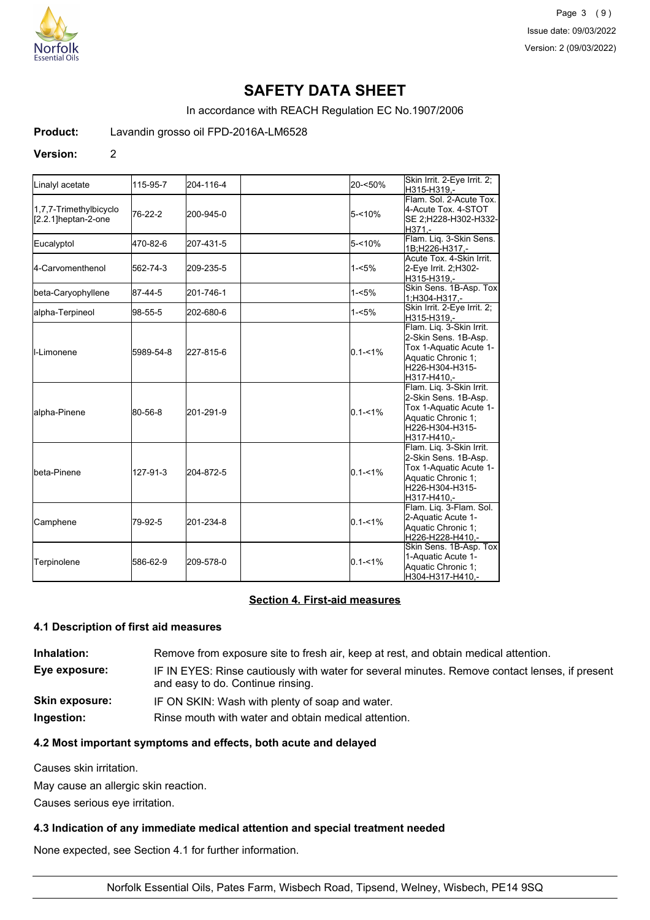# SAFETY DATA SHEET

In accordance with REACH Regulation EC No.1907/2006

**Product:** Lavandin grosso oil FPD-2016A-LM6528

**Version:** 2

| | | | | | |
|---|---|---|---|---|---|
| Linalyl acetate | 115-95-7 | 204-116-4 | | 20-<50% | Skin Irrit. 2-Eye Irrit. 2;H315-H319,- |
| 1,7,7-Trimethylbicyclo[2.2.1]heptan-2-one | 76-22-2 | 200-945-0 | | 5-<10% | Flam. Sol. 2-Acute Tox. 4-Acute Tox. 4-STOT SE 2;H228-H302-H332-H371,- |
| Eucalyptol | 470-82-6 | 207-431-5 | | 5-<10% | Flam. Liq. 3-Skin Sens. 1B;H226-H317,- |
| 4-Carvomenthenol | 562-74-3 | 209-235-5 | | 1-<5% | Acute Tox. 4-Skin Irrit. 2-Eye Irrit. 2;H302-H315-H319,- |
| beta-Caryophyllene | 87-44-5 | 201-746-1 | | 1-<5% | Skin Sens. 1B-Asp. Tox 1;H304-H317,- |
| alpha-Terpineol | 98-55-5 | 202-680-6 | | 1-<5% | Skin Irrit. 2-Eye Irrit. 2;H315-H319,- |
| l-Limonene | 5989-54-8 | 227-815-6 | | 0.1-<1% | Flam. Liq. 3-Skin Irrit. 2-Skin Sens. 1B-Asp. Tox 1-Aquatic Acute 1-Aquatic Chronic 1;H226-H304-H315-H317-H410,- |
| alpha-Pinene | 80-56-8 | 201-291-9 | | 0.1-<1% | Flam. Liq. 3-Skin Irrit. 2-Skin Sens. 1B-Asp. Tox 1-Aquatic Acute 1-Aquatic Chronic 1;H226-H304-H315-H317-H410,- |
| beta-Pinene | 127-91-3 | 204-872-5 | | 0.1-<1% | Flam. Liq. 3-Skin Irrit. 2-Skin Sens. 1B-Asp. Tox 1-Aquatic Acute 1-Aquatic Chronic 1;H226-H304-H315-H317-H410,- |
| Camphene | 79-92-5 | 201-234-8 | | 0.1-<1% | Flam. Liq. 3-Flam. Sol. 2-Aquatic Acute 1-Aquatic Chronic 1;H226-H228-H410,- |
| Terpinolene | 586-62-9 | 209-578-0 | | 0.1-<1% | Skin Sens. 1B-Asp. Tox 1-Aquatic Acute 1-Aquatic Chronic 1;H304-H317-H410,- |

## Section 4. First-aid measures

### 4.1 Description of first aid measures

**Inhalation:** Remove from exposure site to fresh air, keep at rest, and obtain medical attention.

**Eye exposure:** IF IN EYES: Rinse cautiously with water for several minutes. Remove contact lenses, if present and easy to do. Continue rinsing.

**Skin exposure:** IF ON SKIN: Wash with plenty of soap and water.

**Ingestion:** Rinse mouth with water and obtain medical attention.

### 4.2 Most important symptoms and effects, both acute and delayed

Causes skin irritation.

May cause an allergic skin reaction.

Causes serious eye irritation.

### 4.3 Indication of any immediate medical attention and special treatment needed

None expected, see Section 4.1 for further information.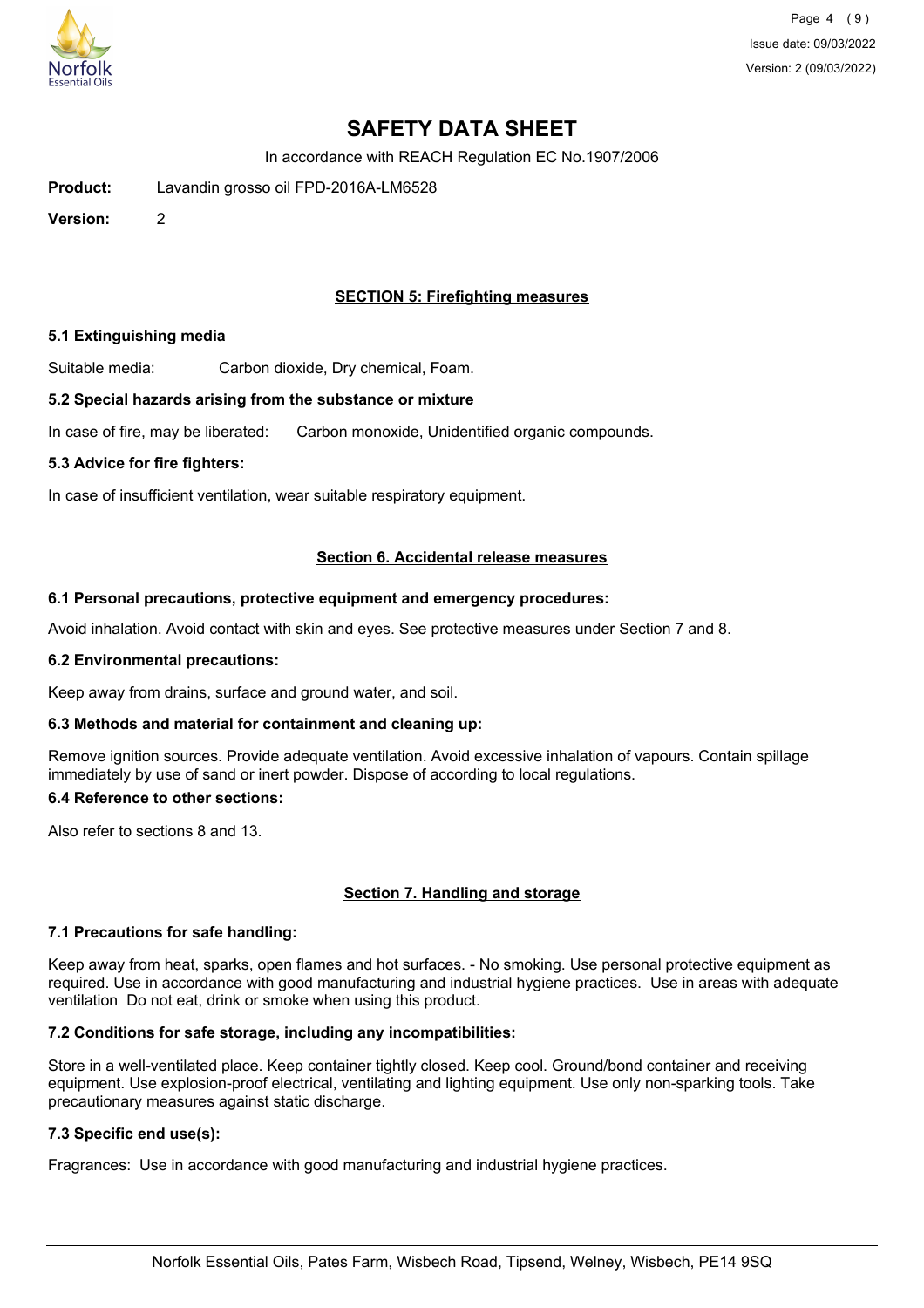# SAFETY DATA SHEET

In accordance with REACH Regulation EC No.1907/2006

**Product:** Lavandin grosso oil FPD-2016A-LM6528

**Version:** 2

## SECTION 5: Firefighting measures

### 5.1 Extinguishing media

Suitable media: Carbon dioxide, Dry chemical, Foam.

### 5.2 Special hazards arising from the substance or mixture

In case of fire, may be liberated: Carbon monoxide, Unidentified organic compounds.

### 5.3 Advice for fire fighters:

In case of insufficient ventilation, wear suitable respiratory equipment.

## Section 6. Accidental release measures

### 6.1 Personal precautions, protective equipment and emergency procedures:

Avoid inhalation. Avoid contact with skin and eyes. See protective measures under Section 7 and 8.

### 6.2 Environmental precautions:

Keep away from drains, surface and ground water, and soil.

### 6.3 Methods and material for containment and cleaning up:

Remove ignition sources. Provide adequate ventilation. Avoid excessive inhalation of vapours. Contain spillage immediately by use of sand or inert powder. Dispose of according to local regulations.

### 6.4 Reference to other sections:

Also refer to sections 8 and 13.

## Section 7. Handling and storage

### 7.1 Precautions for safe handling:

Keep away from heat, sparks, open flames and hot surfaces. - No smoking. Use personal protective equipment as required. Use in accordance with good manufacturing and industrial hygiene practices. Use in areas with adequate ventilation Do not eat, drink or smoke when using this product.

### 7.2 Conditions for safe storage, including any incompatibilities:

Store in a well-ventilated place. Keep container tightly closed. Keep cool. Ground/bond container and receiving equipment. Use explosion-proof electrical, ventilating and lighting equipment. Use only non-sparking tools. Take precautionary measures against static discharge.

### 7.3 Specific end use(s):

Fragrances: Use in accordance with good manufacturing and industrial hygiene practices.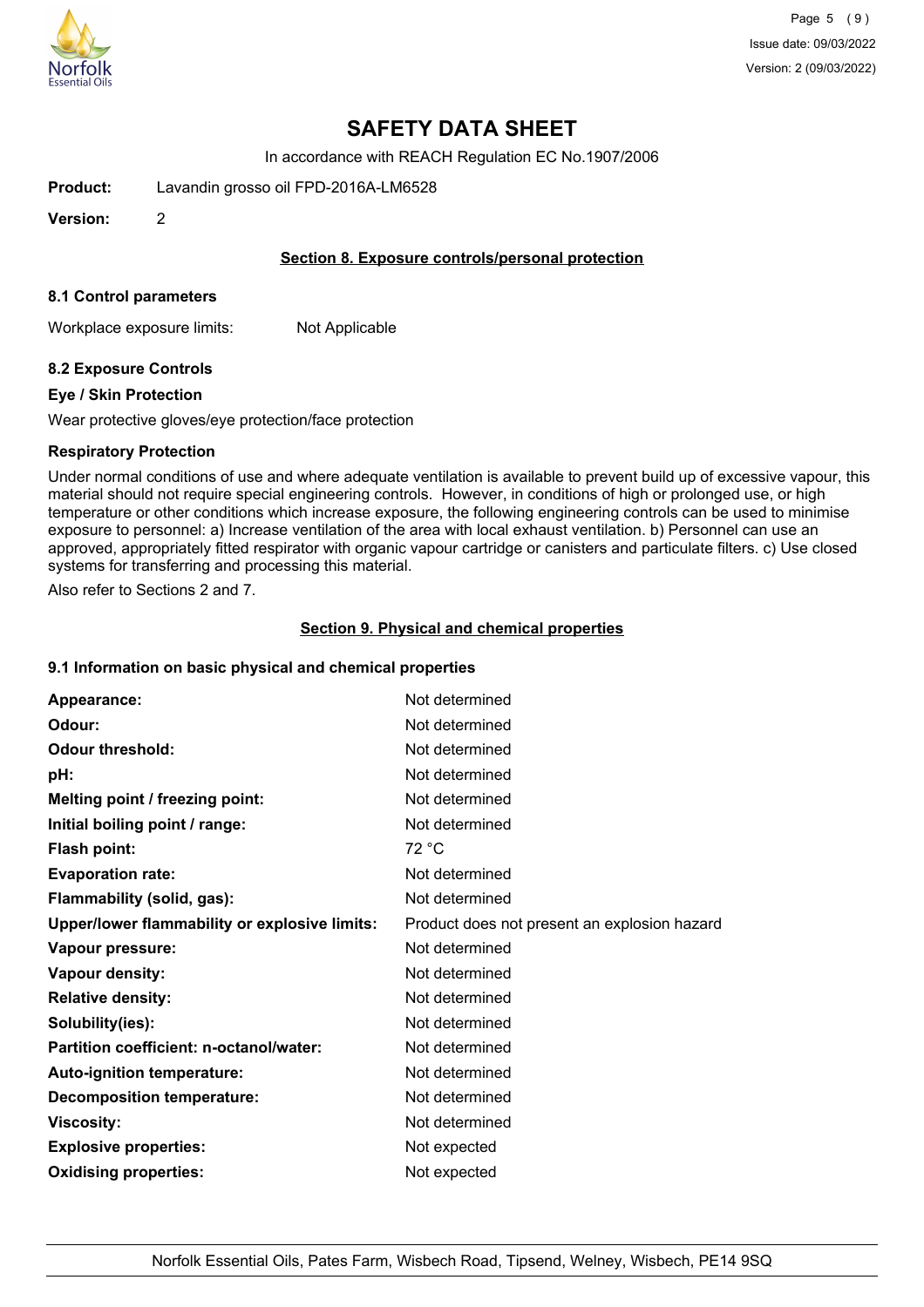# SAFETY DATA SHEET

In accordance with REACH Regulation EC No.1907/2006

**Product:** Lavandin grosso oil FPD-2016A-LM6528

**Version:** 2

## Section 8. Exposure controls/personal protection

### 8.1 Control parameters

Workplace exposure limits: Not Applicable

### 8.2 Exposure Controls

**Eye / Skin Protection**

Wear protective gloves/eye protection/face protection

**Respiratory Protection**

Under normal conditions of use and where adequate ventilation is available to prevent build up of excessive vapour, this material should not require special engineering controls. However, in conditions of high or prolonged use, or high temperature or other conditions which increase exposure, the following engineering controls can be used to minimise exposure to personnel: a) Increase ventilation of the area with local exhaust ventilation. b) Personnel can use an approved, appropriately fitted respirator with organic vapour cartridge or canisters and particulate filters. c) Use closed systems for transferring and processing this material.

Also refer to Sections 2 and 7.

## Section 9. Physical and chemical properties

### 9.1 Information on basic physical and chemical properties

| | |
|---|---|
| **Appearance:** | Not determined |
| **Odour:** | Not determined |
| **Odour threshold:** | Not determined |
| **pH:** | Not determined |
| **Melting point / freezing point:** | Not determined |
| **Initial boiling point / range:** | Not determined |
| **Flash point:** | 72 °C |
| **Evaporation rate:** | Not determined |
| **Flammability (solid, gas):** | Not determined |
| **Upper/lower flammability or explosive limits:** | Product does not present an explosion hazard |
| **Vapour pressure:** | Not determined |
| **Vapour density:** | Not determined |
| **Relative density:** | Not determined |
| **Solubility(ies):** | Not determined |
| **Partition coefficient: n-octanol/water:** | Not determined |
| **Auto-ignition temperature:** | Not determined |
| **Decomposition temperature:** | Not determined |
| **Viscosity:** | Not determined |
| **Explosive properties:** | Not expected |
| **Oxidising properties:** | Not expected |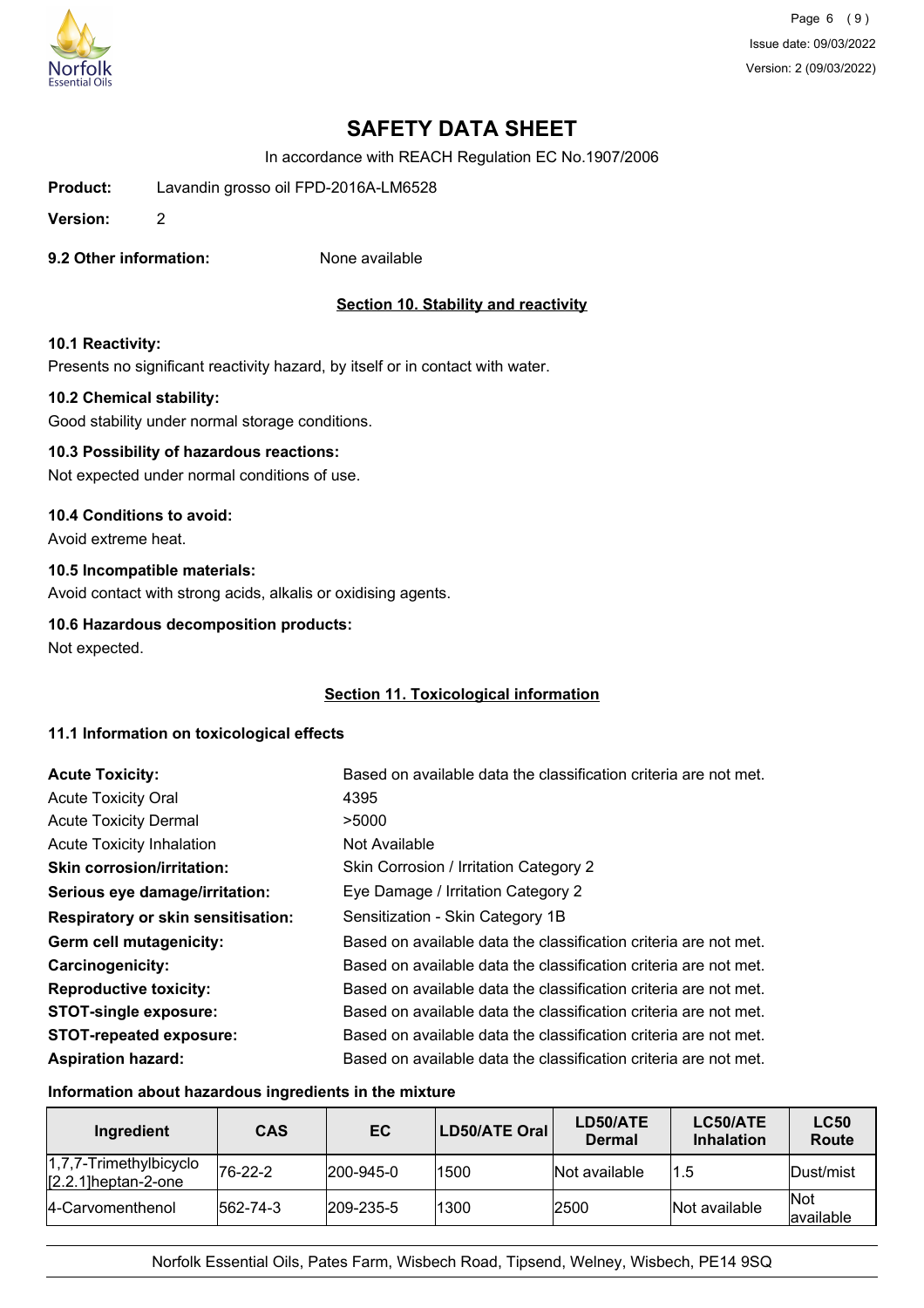# SAFETY DATA SHEET

In accordance with REACH Regulation EC No.1907/2006

**Product:** Lavandin grosso oil FPD-2016A-LM6528

**Version:** 2

**9.2 Other information:** None available

## Section 10. Stability and reactivity

**10.1 Reactivity:**

Presents no significant reactivity hazard, by itself or in contact with water.

**10.2 Chemical stability:**

Good stability under normal storage conditions.

**10.3 Possibility of hazardous reactions:**

Not expected under normal conditions of use.

**10.4 Conditions to avoid:**

Avoid extreme heat.

**10.5 Incompatible materials:**

Avoid contact with strong acids, alkalis or oxidising agents.

**10.6 Hazardous decomposition products:**

Not expected.

## Section 11. Toxicological information

**11.1 Information on toxicological effects**

| | |
|---|---|
| **Acute Toxicity:** | Based on available data the classification criteria are not met. |
| Acute Toxicity Oral | 4395 |
| Acute Toxicity Dermal | >5000 |
| Acute Toxicity Inhalation | Not Available |
| **Skin corrosion/irritation:** | Skin Corrosion / Irritation Category 2 |
| **Serious eye damage/irritation:** | Eye Damage / Irritation Category 2 |
| **Respiratory or skin sensitisation:** | Sensitization - Skin Category 1B |
| **Germ cell mutagenicity:** | Based on available data the classification criteria are not met. |
| **Carcinogenicity:** | Based on available data the classification criteria are not met. |
| **Reproductive toxicity:** | Based on available data the classification criteria are not met. |
| **STOT-single exposure:** | Based on available data the classification criteria are not met. |
| **STOT-repeated exposure:** | Based on available data the classification criteria are not met. |
| **Aspiration hazard:** | Based on available data the classification criteria are not met. |

**Information about hazardous ingredients in the mixture**

| Ingredient | CAS | EC | LD50/ATE Oral | LD50/ATE Dermal | LC50/ATE Inhalation | LC50 Route |
|---|---|---|---|---|---|---|
| 1,7,7-Trimethylbicyclo [2.2.1]heptan-2-one | 76-22-2 | 200-945-0 | 1500 | Not available | 1.5 | Dust/mist |
| 4-Carvomenthenol | 562-74-3 | 209-235-5 | 1300 | 2500 | Not available | Not available |

Norfolk Essential Oils, Pates Farm, Wisbech Road, Tipsend, Welney, Wisbech, PE14 9SQ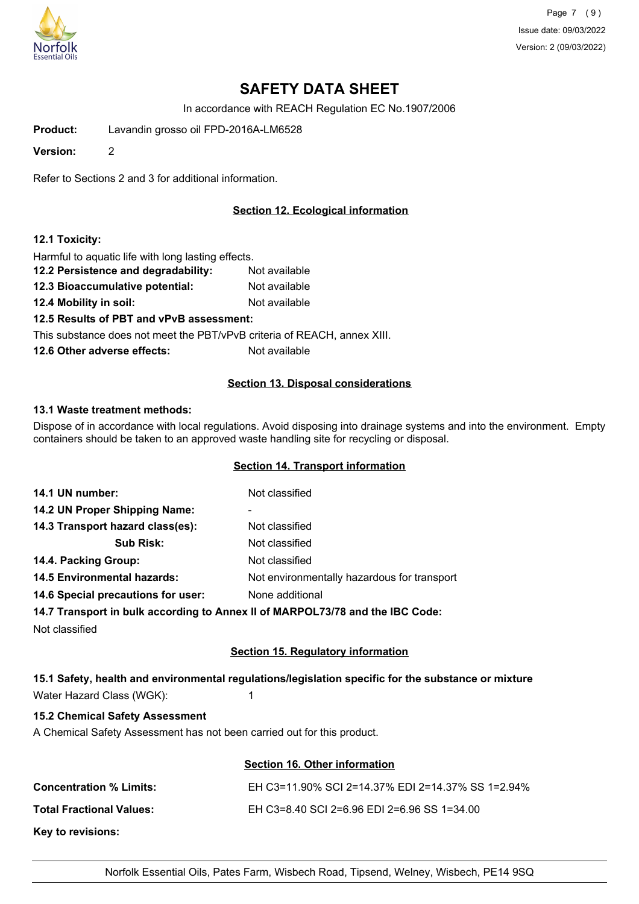# SAFETY DATA SHEET

In accordance with REACH Regulation EC No.1907/2006

**Product:** Lavandin grosso oil FPD-2016A-LM6528

**Version:** 2

Refer to Sections 2 and 3 for additional information.

## Section 12. Ecological information

**12.1 Toxicity:**

Harmful to aquatic life with long lasting effects.

**12.2 Persistence and degradability:** Not available

**12.3 Bioaccumulative potential:** Not available

**12.4 Mobility in soil:** Not available

**12.5 Results of PBT and vPvB assessment:**

This substance does not meet the PBT/vPvB criteria of REACH, annex XIII.

**12.6 Other adverse effects:** Not available

## Section 13. Disposal considerations

**13.1 Waste treatment methods:**

Dispose of in accordance with local regulations. Avoid disposing into drainage systems and into the environment. Empty containers should be taken to an approved waste handling site for recycling or disposal.

## Section 14. Transport information

**14.1 UN number:** Not classified

**14.2 UN Proper Shipping Name:** -

**14.3 Transport hazard class(es):** Not classified

**Sub Risk:** Not classified

**14.4. Packing Group:** Not classified

**14.5 Environmental hazards:** Not environmentally hazardous for transport

**14.6 Special precautions for user:** None additional

**14.7 Transport in bulk according to Annex II of MARPOL73/78 and the IBC Code:**

Not classified

## Section 15. Regulatory information

**15.1 Safety, health and environmental regulations/legislation specific for the substance or mixture**

Water Hazard Class (WGK): 1

**15.2 Chemical Safety Assessment**

A Chemical Safety Assessment has not been carried out for this product.

## Section 16. Other information

**Concentration % Limits:** EH C3=11.90% SCI 2=14.37% EDI 2=14.37% SS 1=2.94%

**Total Fractional Values:** EH C3=8.40 SCI 2=6.96 EDI 2=6.96 SS 1=34.00

**Key to revisions:**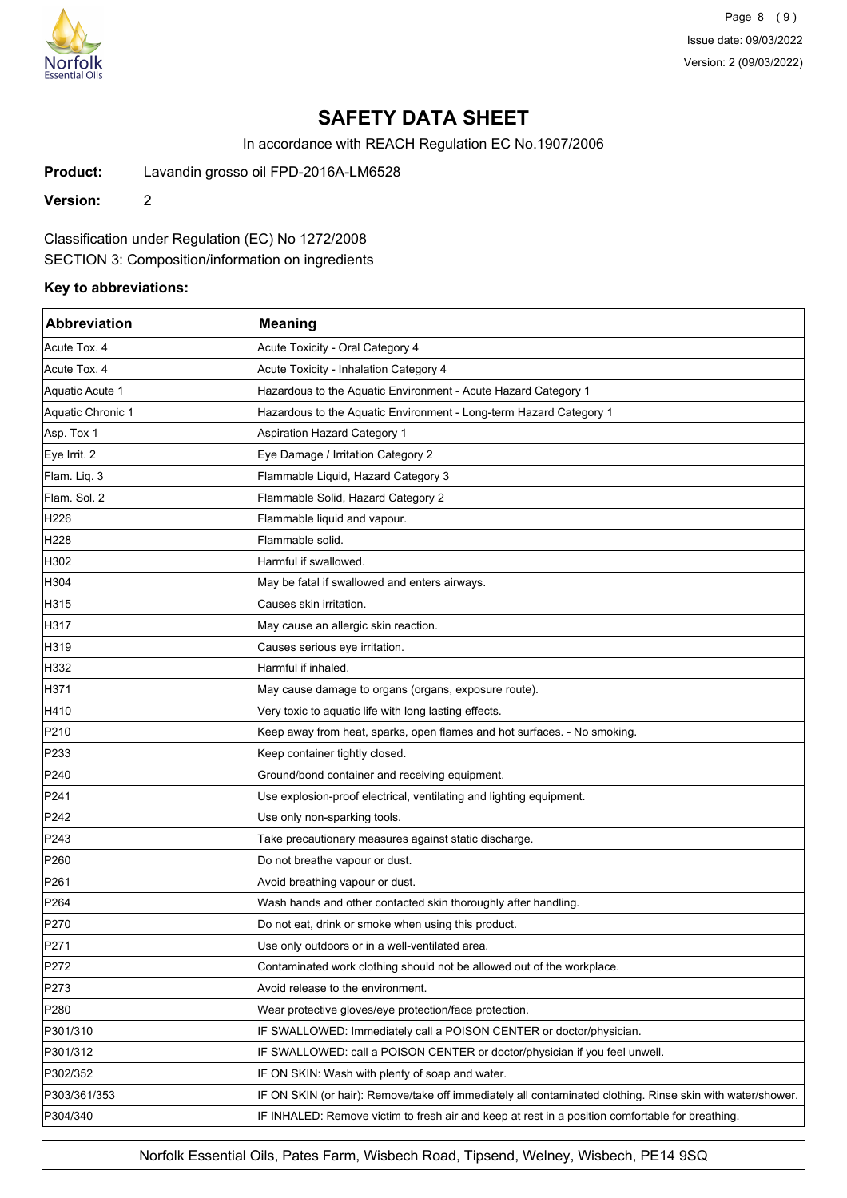# SAFETY DATA SHEET

In accordance with REACH Regulation EC No.1907/2006

**Product:** Lavandin grosso oil FPD-2016A-LM6528

**Version:** 2

Classification under Regulation (EC) No 1272/2008
SECTION 3: Composition/information on ingredients

**Key to abbreviations:**

| Abbreviation | Meaning |
|---|---|
| Acute Tox. 4 | Acute Toxicity - Oral Category 4 |
| Acute Tox. 4 | Acute Toxicity - Inhalation Category 4 |
| Aquatic Acute 1 | Hazardous to the Aquatic Environment - Acute Hazard Category 1 |
| Aquatic Chronic 1 | Hazardous to the Aquatic Environment - Long-term Hazard Category 1 |
| Asp. Tox 1 | Aspiration Hazard Category 1 |
| Eye Irrit. 2 | Eye Damage / Irritation Category 2 |
| Flam. Liq. 3 | Flammable Liquid, Hazard Category 3 |
| Flam. Sol. 2 | Flammable Solid, Hazard Category 2 |
| H226 | Flammable liquid and vapour. |
| H228 | Flammable solid. |
| H302 | Harmful if swallowed. |
| H304 | May be fatal if swallowed and enters airways. |
| H315 | Causes skin irritation. |
| H317 | May cause an allergic skin reaction. |
| H319 | Causes serious eye irritation. |
| H332 | Harmful if inhaled. |
| H371 | May cause damage to organs (organs, exposure route). |
| H410 | Very toxic to aquatic life with long lasting effects. |
| P210 | Keep away from heat, sparks, open flames and hot surfaces. - No smoking. |
| P233 | Keep container tightly closed. |
| P240 | Ground/bond container and receiving equipment. |
| P241 | Use explosion-proof electrical, ventilating and lighting equipment. |
| P242 | Use only non-sparking tools. |
| P243 | Take precautionary measures against static discharge. |
| P260 | Do not breathe vapour or dust. |
| P261 | Avoid breathing vapour or dust. |
| P264 | Wash hands and other contacted skin thoroughly after handling. |
| P270 | Do not eat, drink or smoke when using this product. |
| P271 | Use only outdoors or in a well-ventilated area. |
| P272 | Contaminated work clothing should not be allowed out of the workplace. |
| P273 | Avoid release to the environment. |
| P280 | Wear protective gloves/eye protection/face protection. |
| P301/310 | IF SWALLOWED: Immediately call a POISON CENTER or doctor/physician. |
| P301/312 | IF SWALLOWED: call a POISON CENTER or doctor/physician if you feel unwell. |
| P302/352 | IF ON SKIN: Wash with plenty of soap and water. |
| P303/361/353 | IF ON SKIN (or hair): Remove/take off immediately all contaminated clothing. Rinse skin with water/shower. |
| P304/340 | IF INHALED: Remove victim to fresh air and keep at rest in a position comfortable for breathing. |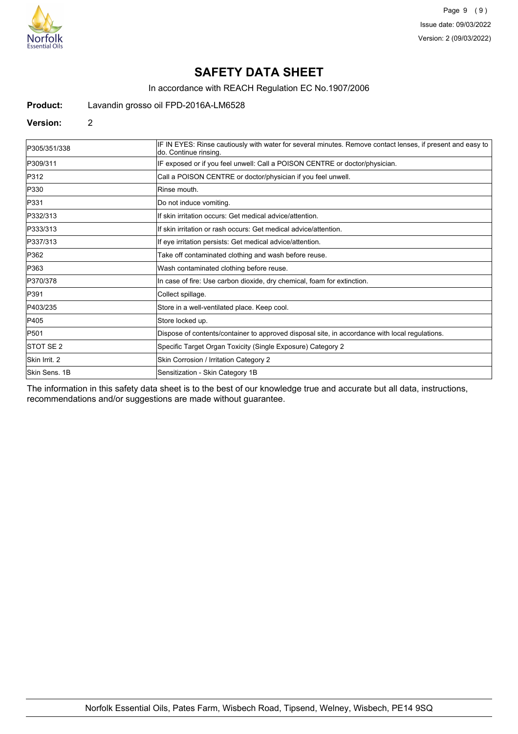# SAFETY DATA SHEET

In accordance with REACH Regulation EC No.1907/2006

**Product:** Lavandin grosso oil FPD-2016A-LM6528

**Version:** 2

| | |
|---|---|
| P305/351/338 | IF IN EYES: Rinse cautiously with water for several minutes. Remove contact lenses, if present and easy to do. Continue rinsing. |
| P309/311 | IF exposed or if you feel unwell: Call a POISON CENTRE or doctor/physician. |
| P312 | Call a POISON CENTRE or doctor/physician if you feel unwell. |
| P330 | Rinse mouth. |
| P331 | Do not induce vomiting. |
| P332/313 | If skin irritation occurs: Get medical advice/attention. |
| P333/313 | If skin irritation or rash occurs: Get medical advice/attention. |
| P337/313 | If eye irritation persists: Get medical advice/attention. |
| P362 | Take off contaminated clothing and wash before reuse. |
| P363 | Wash contaminated clothing before reuse. |
| P370/378 | In case of fire: Use carbon dioxide, dry chemical, foam for extinction. |
| P391 | Collect spillage. |
| P403/235 | Store in a well-ventilated place. Keep cool. |
| P405 | Store locked up. |
| P501 | Dispose of contents/container to approved disposal site, in accordance with local regulations. |
| STOT SE 2 | Specific Target Organ Toxicity (Single Exposure) Category 2 |
| Skin Irrit. 2 | Skin Corrosion / Irritation Category 2 |
| Skin Sens. 1B | Sensitization - Skin Category 1B |

The information in this safety data sheet is to the best of our knowledge true and accurate but all data, instructions, recommendations and/or suggestions are made without guarantee.